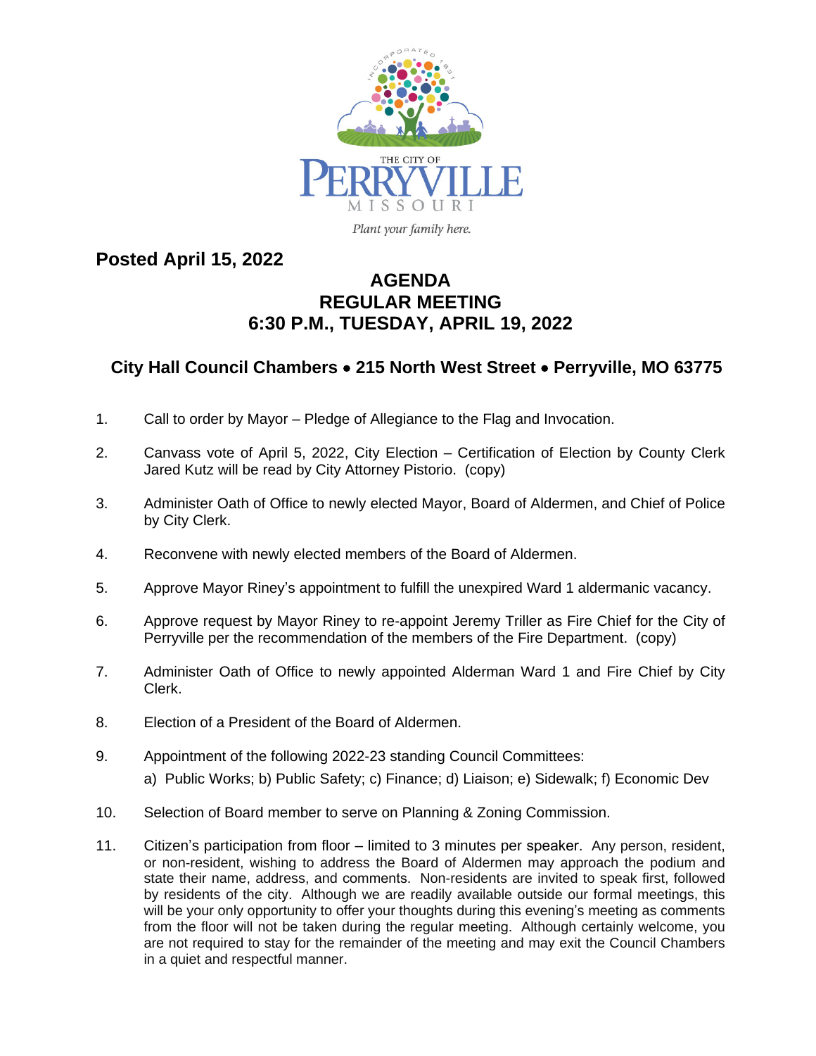THE CITY OF PERRYVILLE MISSOURI

*Plant your family here.*

**Posted April 15, 2022**

# AGENDA
## REGULAR MEETING
## 6:30 P.M., TUESDAY, APRIL 19, 2022

### City Hall Council Chambers • 215 North West Street • Perryville, MO 63775

1. Call to order by Mayor – Pledge of Allegiance to the Flag and Invocation.

2. Canvass vote of April 5, 2022, City Election – Certification of Election by County Clerk Jared Kutz will be read by City Attorney Pistorio. (copy)

3. Administer Oath of Office to newly elected Mayor, Board of Aldermen, and Chief of Police by City Clerk.

4. Reconvene with newly elected members of the Board of Aldermen.

5. Approve Mayor Riney's appointment to fulfill the unexpired Ward 1 aldermanic vacancy.

6. Approve request by Mayor Riney to re-appoint Jeremy Triller as Fire Chief for the City of Perryville per the recommendation of the members of the Fire Department. (copy)

7. Administer Oath of Office to newly appointed Alderman Ward 1 and Fire Chief by City Clerk.

8. Election of a President of the Board of Aldermen.

9. Appointment of the following 2022-23 standing Council Committees:
   a) Public Works; b) Public Safety; c) Finance; d) Liaison; e) Sidewalk; f) Economic Dev

10. Selection of Board member to serve on Planning & Zoning Commission.

11. Citizen's participation from floor – limited to 3 minutes per speaker. Any person, resident, or non-resident, wishing to address the Board of Aldermen may approach the podium and state their name, address, and comments. Non-residents are invited to speak first, followed by residents of the city. Although we are readily available outside our formal meetings, this will be your only opportunity to offer your thoughts during this evening's meeting as comments from the floor will not be taken during the regular meeting. Although certainly welcome, you are not required to stay for the remainder of the meeting and may exit the Council Chambers in a quiet and respectful manner.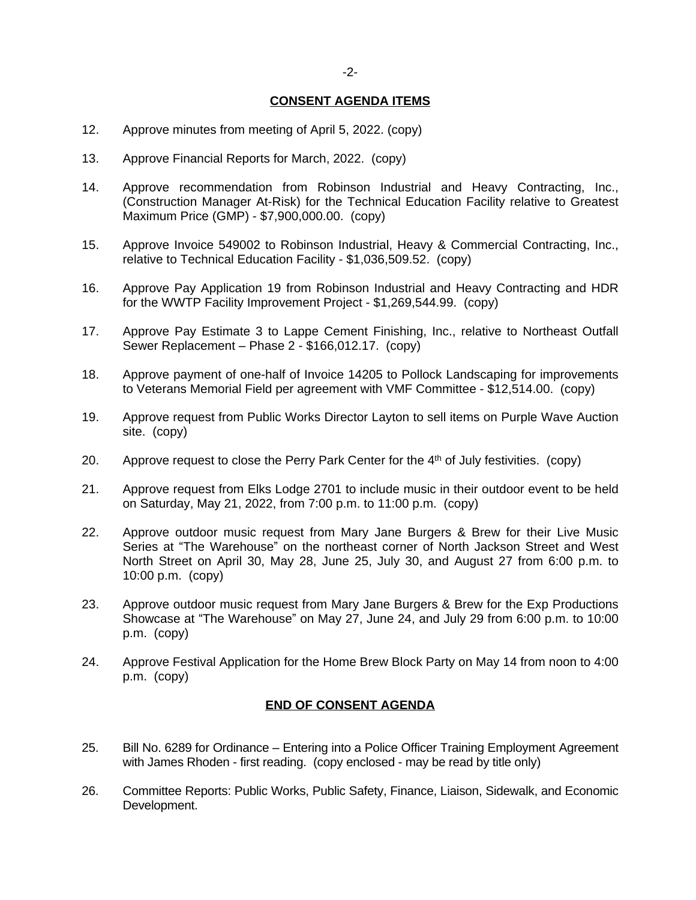## CONSENT AGENDA ITEMS

12. Approve minutes from meeting of April 5, 2022. (copy)

13. Approve Financial Reports for March, 2022. (copy)

14. Approve recommendation from Robinson Industrial and Heavy Contracting, Inc., (Construction Manager At-Risk) for the Technical Education Facility relative to Greatest Maximum Price (GMP) - $7,900,000.00. (copy)

15. Approve Invoice 549002 to Robinson Industrial, Heavy & Commercial Contracting, Inc., relative to Technical Education Facility - $1,036,509.52. (copy)

16. Approve Pay Application 19 from Robinson Industrial and Heavy Contracting and HDR for the WWTP Facility Improvement Project - $1,269,544.99. (copy)

17. Approve Pay Estimate 3 to Lappe Cement Finishing, Inc., relative to Northeast Outfall Sewer Replacement – Phase 2 - $166,012.17. (copy)

18. Approve payment of one-half of Invoice 14205 to Pollock Landscaping for improvements to Veterans Memorial Field per agreement with VMF Committee - $12,514.00. (copy)

19. Approve request from Public Works Director Layton to sell items on Purple Wave Auction site. (copy)

20. Approve request to close the Perry Park Center for the 4th of July festivities. (copy)

21. Approve request from Elks Lodge 2701 to include music in their outdoor event to be held on Saturday, May 21, 2022, from 7:00 p.m. to 11:00 p.m. (copy)

22. Approve outdoor music request from Mary Jane Burgers & Brew for their Live Music Series at "The Warehouse" on the northeast corner of North Jackson Street and West North Street on April 30, May 28, June 25, July 30, and August 27 from 6:00 p.m. to 10:00 p.m. (copy)

23. Approve outdoor music request from Mary Jane Burgers & Brew for the Exp Productions Showcase at "The Warehouse" on May 27, June 24, and July 29 from 6:00 p.m. to 10:00 p.m. (copy)

24. Approve Festival Application for the Home Brew Block Party on May 14 from noon to 4:00 p.m. (copy)

## END OF CONSENT AGENDA

25. Bill No. 6289 for Ordinance – Entering into a Police Officer Training Employment Agreement with James Rhoden - first reading. (copy enclosed - may be read by title only)

26. Committee Reports: Public Works, Public Safety, Finance, Liaison, Sidewalk, and Economic Development.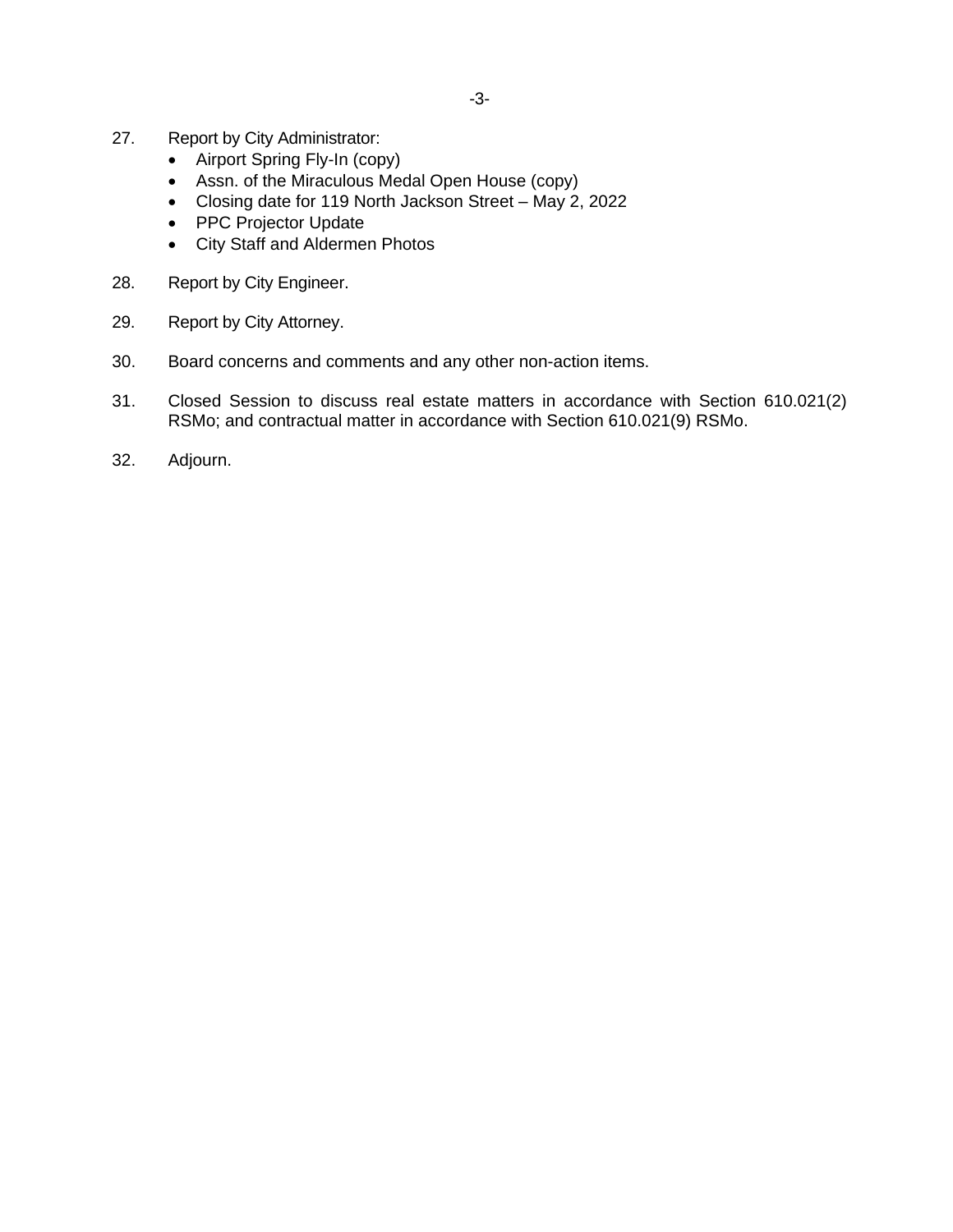27. Report by City Administrator:
    - Airport Spring Fly-In (copy)
    - Assn. of the Miraculous Medal Open House (copy)
    - Closing date for 119 North Jackson Street – May 2, 2022
    - PPC Projector Update
    - City Staff and Aldermen Photos

28. Report by City Engineer.

29. Report by City Attorney.

30. Board concerns and comments and any other non-action items.

31. Closed Session to discuss real estate matters in accordance with Section 610.021(2) RSMo; and contractual matter in accordance with Section 610.021(9) RSMo.

32. Adjourn.